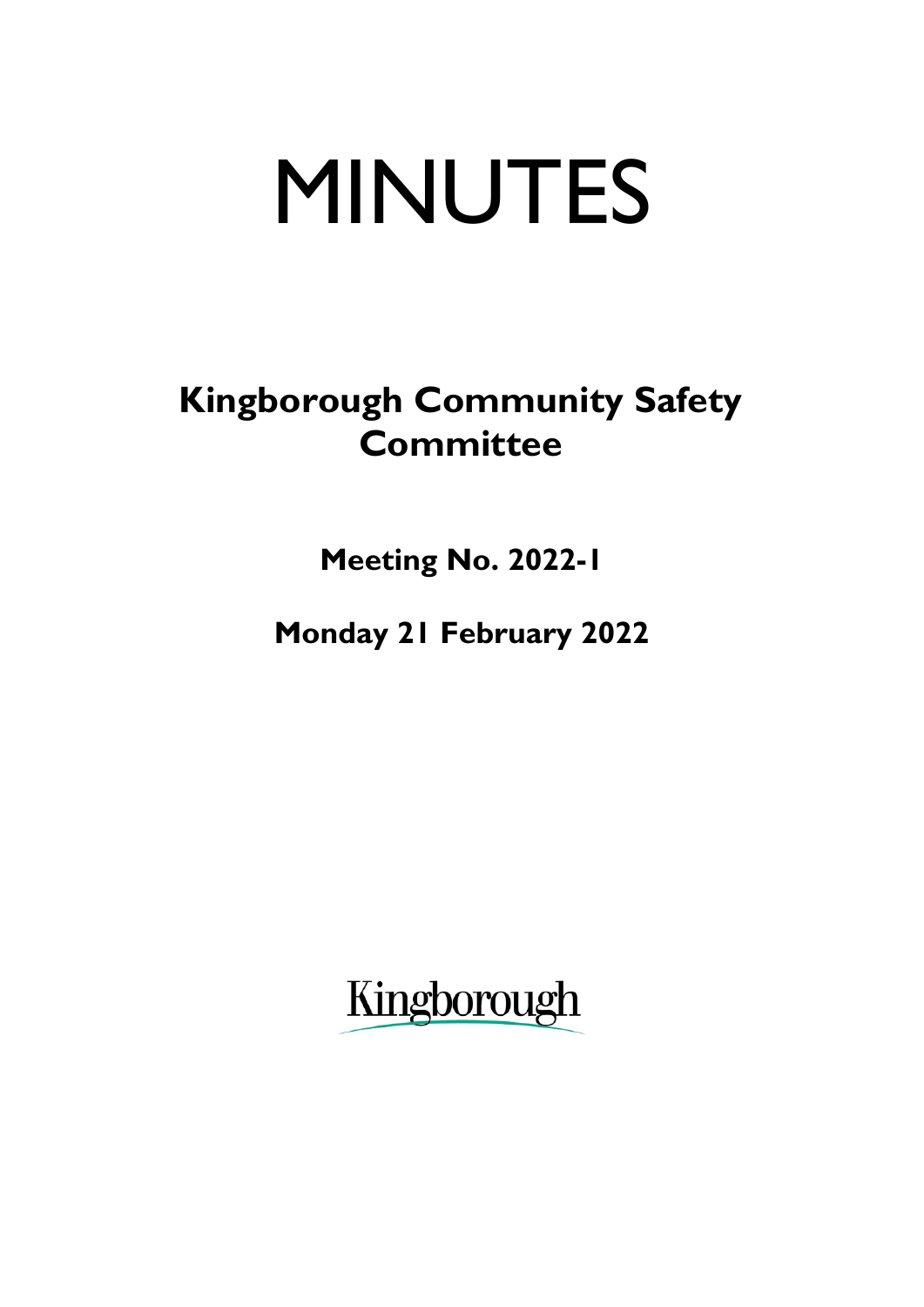# MINUTES

## Kingborough Community Safety Committee

**Meeting No. 2022-1**

**Monday 21 February 2022**

Kingborough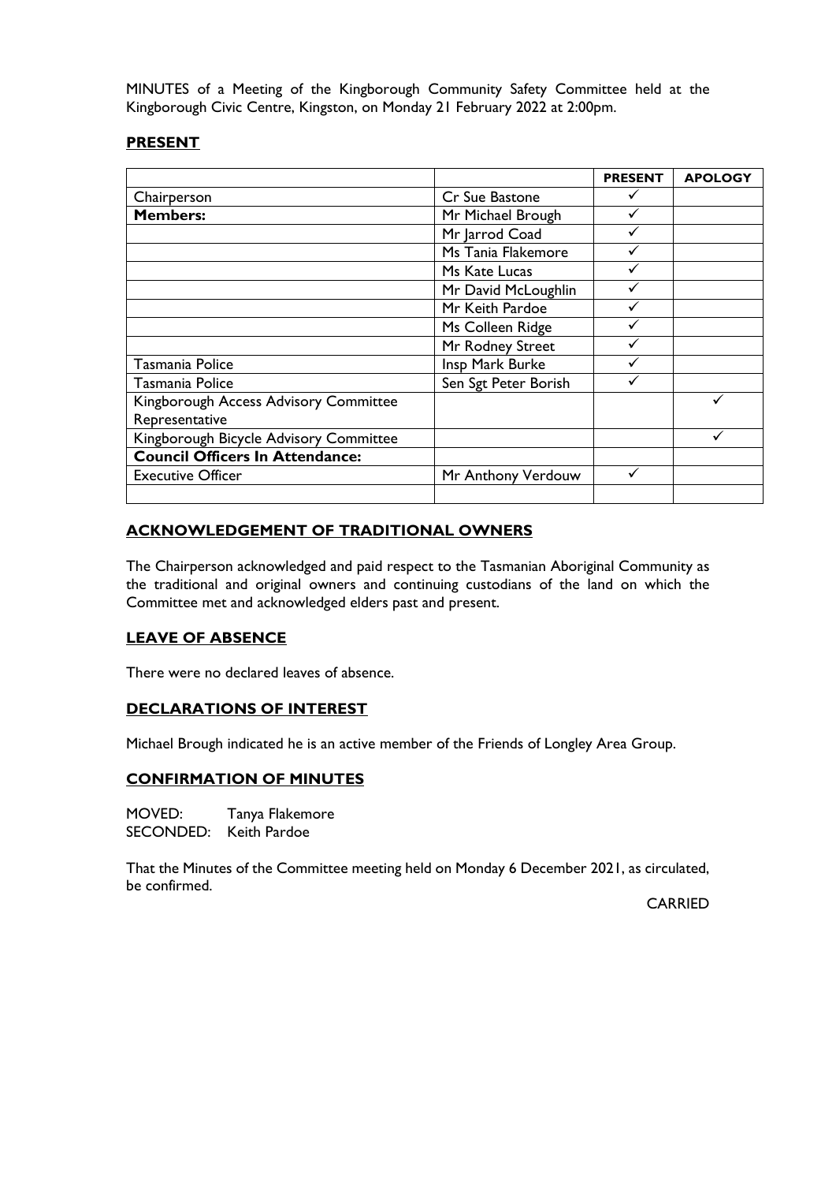MINUTES of a Meeting of the Kingborough Community Safety Committee held at the Kingborough Civic Centre, Kingston, on Monday 21 February 2022 at 2:00pm.

## PRESENT

| | | PRESENT | APOLOGY |
|---|---|---|---|
| Chairperson | Cr Sue Bastone | ✓ | |
| **Members:** | Mr Michael Brough | ✓ | |
| | Mr Jarrod Coad | ✓ | |
| | Ms Tania Flakemore | ✓ | |
| | Ms Kate Lucas | ✓ | |
| | Mr David McLoughlin | ✓ | |
| | Mr Keith Pardoe | ✓ | |
| | Ms Colleen Ridge | ✓ | |
| | Mr Rodney Street | ✓ | |
| Tasmania Police | Insp Mark Burke | ✓ | |
| Tasmania Police | Sen Sgt Peter Borish | ✓ | |
| Kingborough Access Advisory Committee Representative | | | ✓ |
| Kingborough Bicycle Advisory Committee | | | ✓ |
| **Council Officers In Attendance:** | | | |
| Executive Officer | Mr Anthony Verdouw | ✓ | |
| | | | |

## ACKNOWLEDGEMENT OF TRADITIONAL OWNERS

The Chairperson acknowledged and paid respect to the Tasmanian Aboriginal Community as the traditional and original owners and continuing custodians of the land on which the Committee met and acknowledged elders past and present.

## LEAVE OF ABSENCE

There were no declared leaves of absence.

## DECLARATIONS OF INTEREST

Michael Brough indicated he is an active member of the Friends of Longley Area Group.

## CONFIRMATION OF MINUTES

MOVED: Tanya Flakemore
SECONDED: Keith Pardoe

That the Minutes of the Committee meeting held on Monday 6 December 2021, as circulated, be confirmed.

CARRIED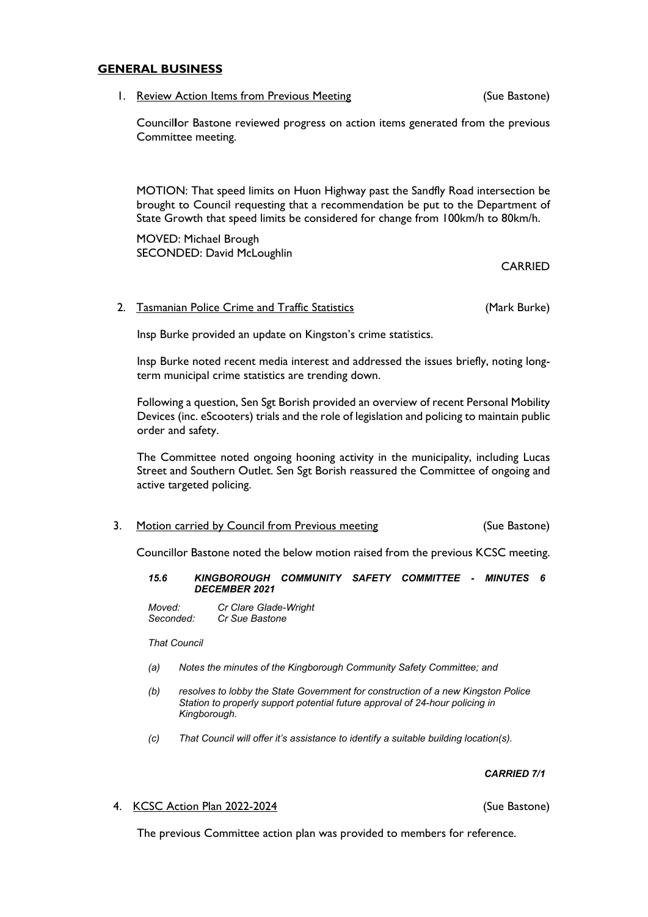## GENERAL BUSINESS

1. Review Action Items from Previous Meeting (Sue Bastone)

   Councillor Bastone reviewed progress on action items generated from the previous Committee meeting.

   MOTION: That speed limits on Huon Highway past the Sandfly Road intersection be brought to Council requesting that a recommendation be put to the Department of State Growth that speed limits be considered for change from 100km/h to 80km/h.

   MOVED: Michael Brough
   SECONDED: David McLoughlin

   CARRIED

2. Tasmanian Police Crime and Traffic Statistics (Mark Burke)

   Insp Burke provided an update on Kingston's crime statistics.

   Insp Burke noted recent media interest and addressed the issues briefly, noting long-term municipal crime statistics are trending down.

   Following a question, Sen Sgt Borish provided an overview of recent Personal Mobility Devices (inc. eScooters) trials and the role of legislation and policing to maintain public order and safety.

   The Committee noted ongoing hooning activity in the municipality, including Lucas Street and Southern Outlet. Sen Sgt Borish reassured the Committee of ongoing and active targeted policing.

3. Motion carried by Council from Previous meeting (Sue Bastone)

   Councillor Bastone noted the below motion raised from the previous KCSC meeting.

   ***15.6 KINGBOROUGH COMMUNITY SAFETY COMMITTEE - MINUTES 6 DECEMBER 2021***

   *Moved: Cr Clare Glade-Wright*
   *Seconded: Cr Sue Bastone*

   *That Council*

   *(a) Notes the minutes of the Kingborough Community Safety Committee; and*

   *(b) resolves to lobby the State Government for construction of a new Kingston Police Station to properly support potential future approval of 24-hour policing in Kingborough.*

   *(c) That Council will offer it's assistance to identify a suitable building location(s).*

   ***CARRIED 7/1***

4. KCSC Action Plan 2022-2024 (Sue Bastone)

   The previous Committee action plan was provided to members for reference.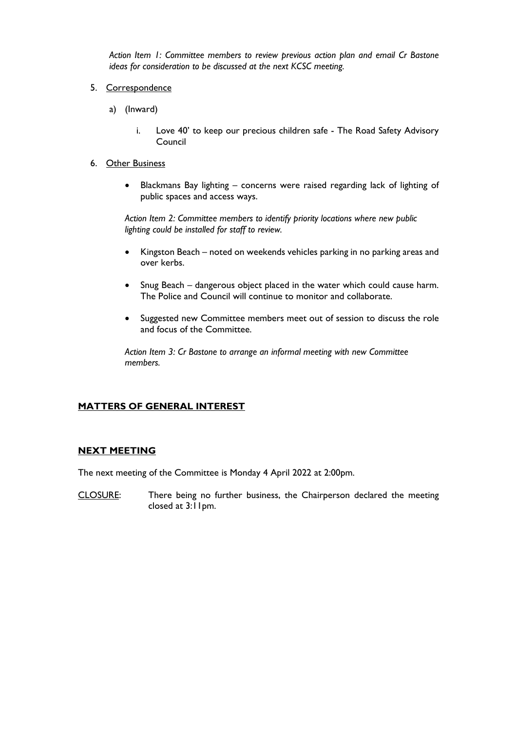*Action Item 1: Committee members to review previous action plan and email Cr Bastone ideas for consideration to be discussed at the next KCSC meeting.*

5. Correspondence

    a) (Inward)

        i. Love 40' to keep our precious children safe - The Road Safety Advisory Council

6. Other Business

    - Blackmans Bay lighting – concerns were raised regarding lack of lighting of public spaces and access ways.

    *Action Item 2: Committee members to identify priority locations where new public lighting could be installed for staff to review.*

    - Kingston Beach – noted on weekends vehicles parking in no parking areas and over kerbs.
    - Snug Beach – dangerous object placed in the water which could cause harm. The Police and Council will continue to monitor and collaborate.
    - Suggested new Committee members meet out of session to discuss the role and focus of the Committee.

    *Action Item 3: Cr Bastone to arrange an informal meeting with new Committee members.*

## MATTERS OF GENERAL INTEREST

## NEXT MEETING

The next meeting of the Committee is Monday 4 April 2022 at 2:00pm.

CLOSURE: There being no further business, the Chairperson declared the meeting closed at 3:11pm.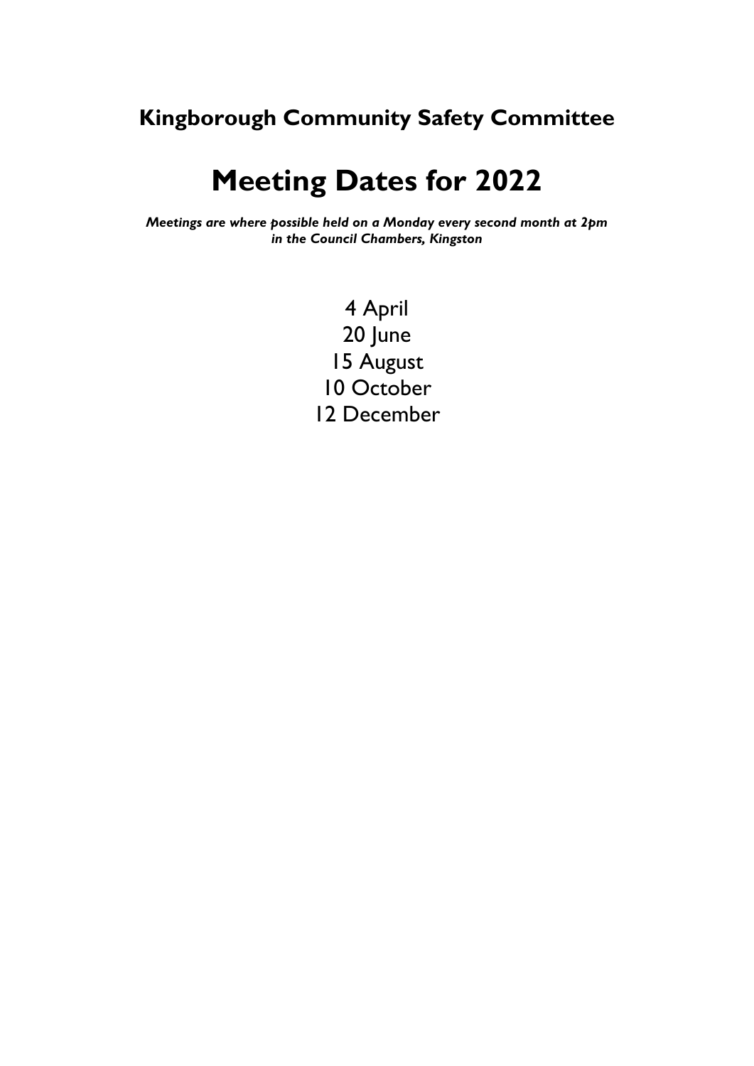## Kingborough Community Safety Committee

# Meeting Dates for 2022

***Meetings are where possible held on a Monday every second month at 2pm in the Council Chambers, Kingston***

4 April
20 June
15 August
10 October
12 December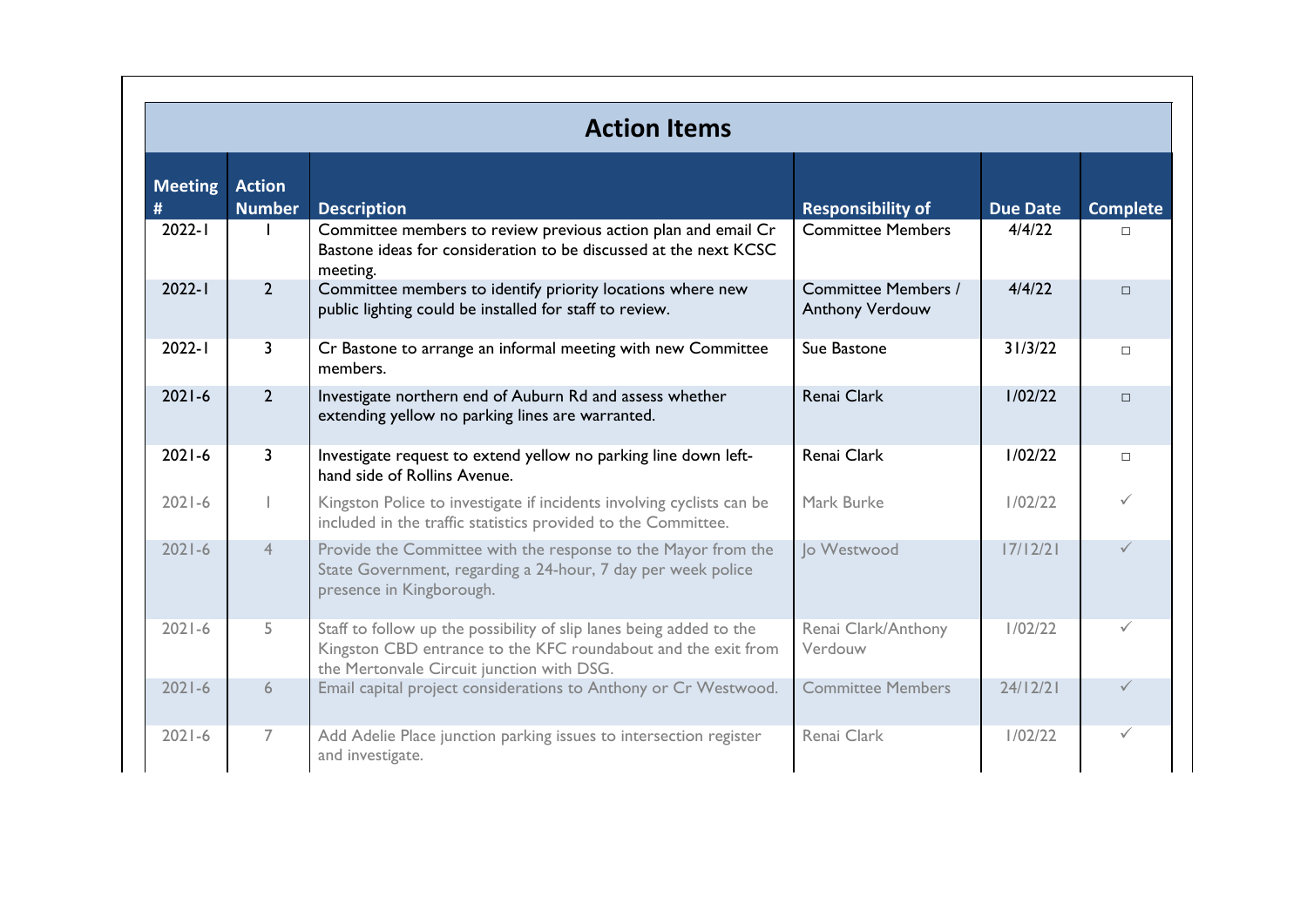# Action Items

| Meeting # | Action Number | Description | Responsibility of | Due Date | Complete |
|---|---|---|---|---|---|
| 2022-1 | 1 | Committee members to review previous action plan and email Cr Bastone ideas for consideration to be discussed at the next KCSC meeting. | Committee Members | 4/4/22 | □ |
| 2022-1 | 2 | Committee members to identify priority locations where new public lighting could be installed for staff to review. | Committee Members / Anthony Verdouw | 4/4/22 | □ |
| 2022-1 | 3 | Cr Bastone to arrange an informal meeting with new Committee members. | Sue Bastone | 31/3/22 | □ |
| 2021-6 | 2 | Investigate northern end of Auburn Rd and assess whether extending yellow no parking lines are warranted. | Renai Clark | 1/02/22 | □ |
| 2021-6 | 3 | Investigate request to extend yellow no parking line down left-hand side of Rollins Avenue. | Renai Clark | 1/02/22 | □ |
| 2021-6 | 1 | Kingston Police to investigate if incidents involving cyclists can be included in the traffic statistics provided to the Committee. | Mark Burke | 1/02/22 | ✓ |
| 2021-6 | 4 | Provide the Committee with the response to the Mayor from the State Government, regarding a 24-hour, 7 day per week police presence in Kingborough. | Jo Westwood | 17/12/21 | ✓ |
| 2021-6 | 5 | Staff to follow up the possibility of slip lanes being added to the Kingston CBD entrance to the KFC roundabout and the exit from the Mertonvale Circuit junction with DSG. | Renai Clark/Anthony Verdouw | 1/02/22 | ✓ |
| 2021-6 | 6 | Email capital project considerations to Anthony or Cr Westwood. | Committee Members | 24/12/21 | ✓ |
| 2021-6 | 7 | Add Adelie Place junction parking issues to intersection register and investigate. | Renai Clark | 1/02/22 | ✓ |